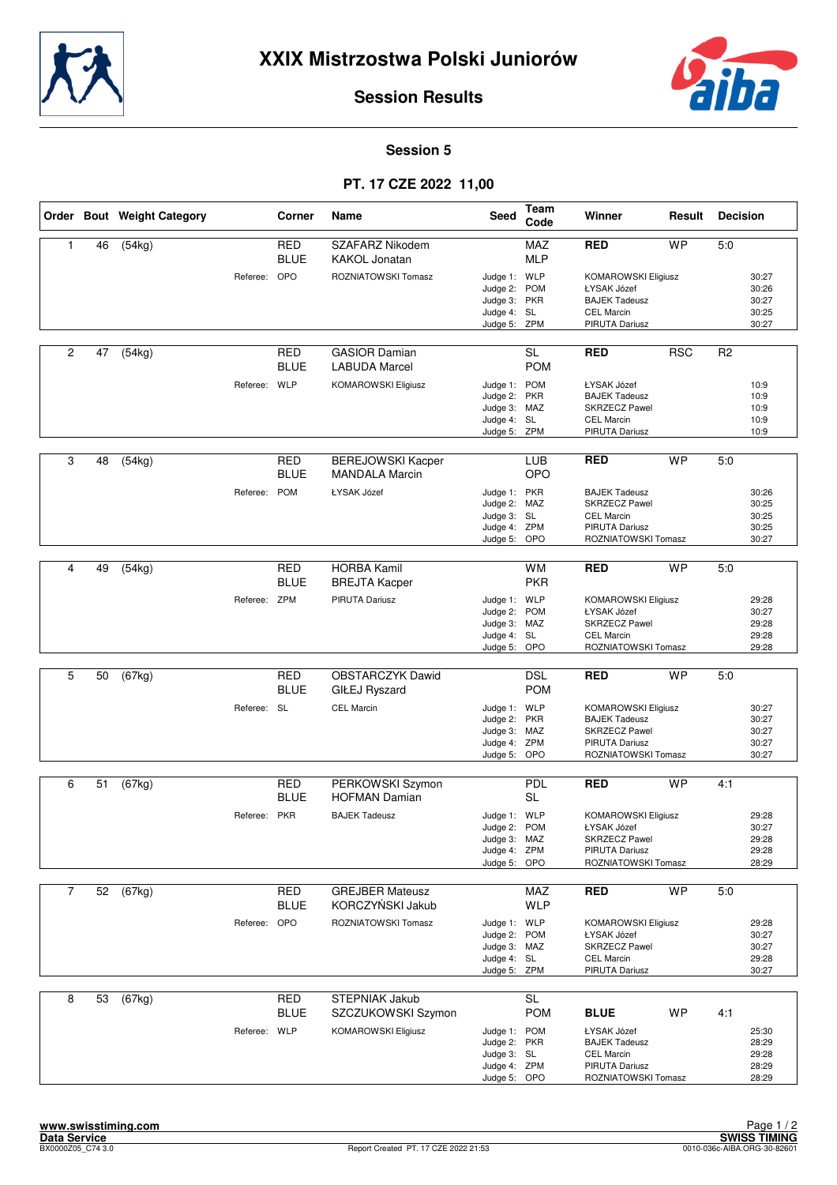# XXIX Mistrzostwa Polski Juniorów

## Session Results

### Session 5

### PT. 17 CZE 2022 11,00

| Order | Bout | Weight Category | Corner | Name | Seed | Team Code | Winner | Result | Decision |
|---|---|---|---|---|---|---|---|---|---|
| 1 | 46 | (54kg) | RED | SZAFARZ Nikodem | | MAZ | RED | WP | 5:0 |
| | | | BLUE | KAKOL Jonatan | | MLP | | | |
| | | Referee: | OPO | ROZNIATOWSKI Tomasz | Judge 1: | WLP | KOMAROWSKI Eligiusz | | 30:27 |
| | | | | | Judge 2: | POM | ŁYSAK Józef | | 30:26 |
| | | | | | Judge 3: | PKR | BAJEK Tadeusz | | 30:27 |
| | | | | | Judge 4: | SL | CEL Marcin | | 30:25 |
| | | | | | Judge 5: | ZPM | PIRUTA Dariusz | | 30:27 |
| 2 | 47 | (54kg) | RED | GASIOR Damian | | SL | RED | RSC | R2 |
| | | | BLUE | LABUDA Marcel | | POM | | | |
| | | Referee: | WLP | KOMAROWSKI Eligiusz | Judge 1: | POM | ŁYSAK Józef | | 10:9 |
| | | | | | Judge 2: | PKR | BAJEK Tadeusz | | 10:9 |
| | | | | | Judge 3: | MAZ | SKRZECZ Pawel | | 10:9 |
| | | | | | Judge 4: | SL | CEL Marcin | | 10:9 |
| | | | | | Judge 5: | ZPM | PIRUTA Dariusz | | 10:9 |
| 3 | 48 | (54kg) | RED | BEREJOWSKI Kacper | | LUB | RED | WP | 5:0 |
| | | | BLUE | MANDALA Marcin | | OPO | | | |
| | | Referee: | POM | ŁYSAK Józef | Judge 1: | PKR | BAJEK Tadeusz | | 30:26 |
| | | | | | Judge 2: | MAZ | SKRZECZ Pawel | | 30:25 |
| | | | | | Judge 3: | SL | CEL Marcin | | 30:25 |
| | | | | | Judge 4: | ZPM | PIRUTA Dariusz | | 30:25 |
| | | | | | Judge 5: | OPO | ROZNIATOWSKI Tomasz | | 30:27 |
| 4 | 49 | (54kg) | RED | HORBA Kamil | | WM | RED | WP | 5:0 |
| | | | BLUE | BREJTA Kacper | | PKR | | | |
| | | Referee: | ZPM | PIRUTA Dariusz | Judge 1: | WLP | KOMAROWSKI Eligiusz | | 29:28 |
| | | | | | Judge 2: | POM | ŁYSAK Józef | | 30:27 |
| | | | | | Judge 3: | MAZ | SKRZECZ Pawel | | 29:28 |
| | | | | | Judge 4: | SL | CEL Marcin | | 29:28 |
| | | | | | Judge 5: | OPO | ROZNIATOWSKI Tomasz | | 29:28 |
| 5 | 50 | (67kg) | RED | OBSTARCZYK Dawid | | DSL | RED | WP | 5:0 |
| | | | BLUE | GIŁEJ Ryszard | | POM | | | |
| | | Referee: | SL | CEL Marcin | Judge 1: | WLP | KOMAROWSKI Eligiusz | | 30:27 |
| | | | | | Judge 2: | PKR | BAJEK Tadeusz | | 30:27 |
| | | | | | Judge 3: | MAZ | SKRZECZ Pawel | | 30:27 |
| | | | | | Judge 4: | ZPM | PIRUTA Dariusz | | 30:27 |
| | | | | | Judge 5: | OPO | ROZNIATOWSKI Tomasz | | 30:27 |
| 6 | 51 | (67kg) | RED | PERKOWSKI Szymon | | PDL | RED | WP | 4:1 |
| | | | BLUE | HOFMAN Damian | | SL | | | |
| | | Referee: | PKR | BAJEK Tadeusz | Judge 1: | WLP | KOMAROWSKI Eligiusz | | 29:28 |
| | | | | | Judge 2: | POM | ŁYSAK Józef | | 30:27 |
| | | | | | Judge 3: | MAZ | SKRZECZ Pawel | | 29:28 |
| | | | | | Judge 4: | ZPM | PIRUTA Dariusz | | 29:28 |
| | | | | | Judge 5: | OPO | ROZNIATOWSKI Tomasz | | 28:29 |
| 7 | 52 | (67kg) | RED | GREJBER Mateusz | | MAZ | RED | WP | 5:0 |
| | | | BLUE | KORCZYŃSKI Jakub | | WLP | | | |
| | | Referee: | OPO | ROZNIATOWSKI Tomasz | Judge 1: | WLP | KOMAROWSKI Eligiusz | | 29:28 |
| | | | | | Judge 2: | POM | ŁYSAK Józef | | 30:27 |
| | | | | | Judge 3: | MAZ | SKRZECZ Pawel | | 30:27 |
| | | | | | Judge 4: | SL | CEL Marcin | | 29:28 |
| | | | | | Judge 5: | ZPM | PIRUTA Dariusz | | 30:27 |
| 8 | 53 | (67kg) | RED | STEPNIAK Jakub | | SL | | | |
| | | | BLUE | SZCZUKOWSKI Szymon | | POM | BLUE | WP | 4:1 |
| | | Referee: | WLP | KOMAROWSKI Eligiusz | Judge 1: | POM | ŁYSAK Józef | | 25:30 |
| | | | | | Judge 2: | PKR | BAJEK Tadeusz | | 28:29 |
| | | | | | Judge 3: | SL | CEL Marcin | | 29:28 |
| | | | | | Judge 4: | ZPM | PIRUTA Dariusz | | 28:29 |
| | | | | | Judge 5: | OPO | ROZNIATOWSKI Tomasz | | 28:29 |

www.swisstiming.com
Data Service
BX0000Z05_C74 3.0

Report Created PT. 17 CZE 2022 21:53

SWISS TIMING
0010-036c-AIBA.ORG-30-82601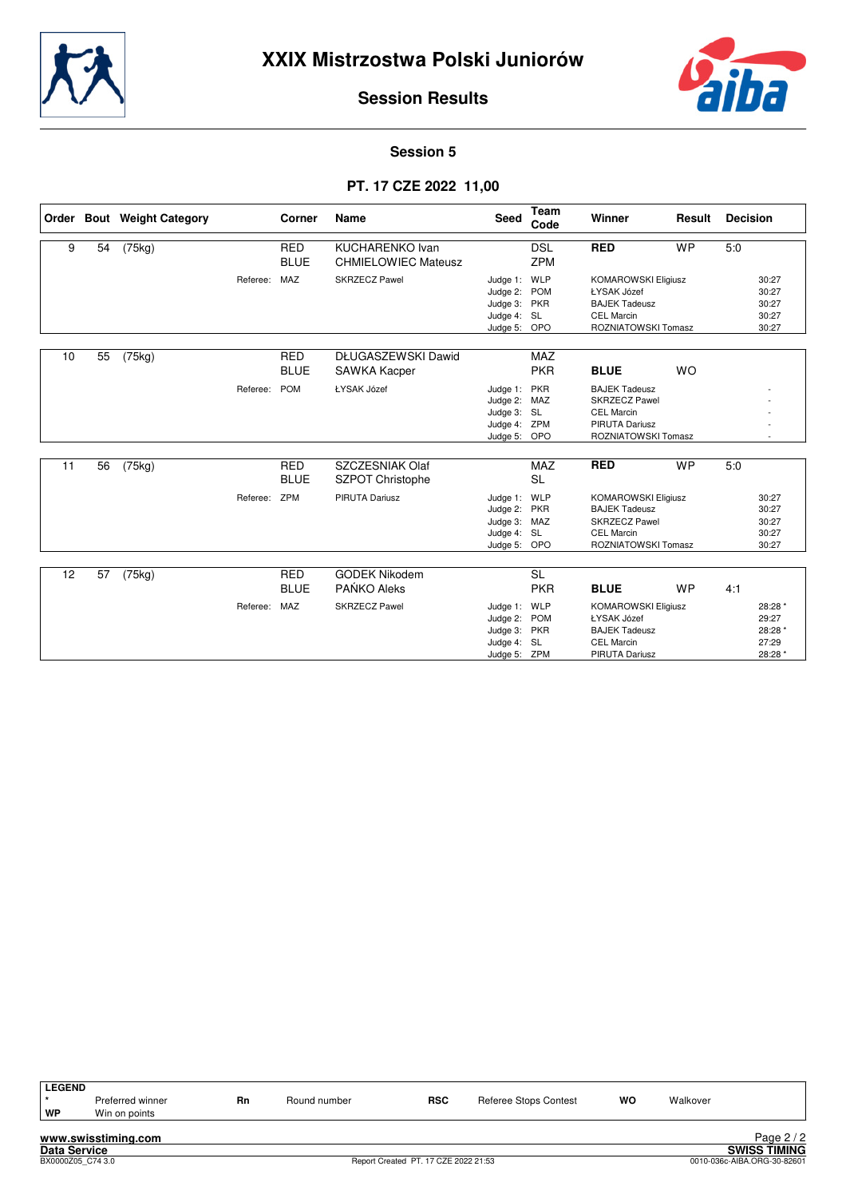# XXIX Mistrzostwa Polski Juniorów

## Session Results

### Session 5

### PT. 17 CZE 2022 11,00

| Order | Bout | Weight Category | Corner | Name | Seed | Team Code | Winner | Result | Decision |
|---|---|---|---|---|---|---|---|---|---|
| 9 | 54 | (75kg) | RED | KUCHARENKO Ivan | | DSL | **RED** | WP | 5:0 |
| | | | BLUE | CHMIELOWIEC Mateusz | | ZPM | | | |
| | | Referee: | MAZ | SKRZECZ Pawel | Judge 1: | WLP | KOMAROWSKI Eligiusz | | 30:27 |
| | | | | | Judge 2: | POM | ŁYSAK Józef | | 30:27 |
| | | | | | Judge 3: | PKR | BAJEK Tadeusz | | 30:27 |
| | | | | | Judge 4: | SL | CEL Marcin | | 30:27 |
| | | | | | Judge 5: | OPO | ROZNIATOWSKI Tomasz | | 30:27 |
| 10 | 55 | (75kg) | RED | DŁUGASZEWSKI Dawid | | MAZ | | | |
| | | | BLUE | SAWKA Kacper | | PKR | **BLUE** | WO | |
| | | Referee: | POM | ŁYSAK Józef | Judge 1: | PKR | BAJEK Tadeusz | | - |
| | | | | | Judge 2: | MAZ | SKRZECZ Pawel | | - |
| | | | | | Judge 3: | SL | CEL Marcin | | - |
| | | | | | Judge 4: | ZPM | PIRUTA Dariusz | | - |
| | | | | | Judge 5: | OPO | ROZNIATOWSKI Tomasz | | - |
| 11 | 56 | (75kg) | RED | SZCZESNIAK Olaf | | MAZ | **RED** | WP | 5:0 |
| | | | BLUE | SZPOT Christophe | | SL | | | |
| | | Referee: | ZPM | PIRUTA Dariusz | Judge 1: | WLP | KOMAROWSKI Eligiusz | | 30:27 |
| | | | | | Judge 2: | PKR | BAJEK Tadeusz | | 30:27 |
| | | | | | Judge 3: | MAZ | SKRZECZ Pawel | | 30:27 |
| | | | | | Judge 4: | SL | CEL Marcin | | 30:27 |
| | | | | | Judge 5: | OPO | ROZNIATOWSKI Tomasz | | 30:27 |
| 12 | 57 | (75kg) | RED | GODEK Nikodem | | SL | | | |
| | | | BLUE | PAŃKO Aleks | | PKR | **BLUE** | WP | 4:1 |
| | | Referee: | MAZ | SKRZECZ Pawel | Judge 1: | WLP | KOMAROWSKI Eligiusz | | 28:28 * |
| | | | | | Judge 2: | POM | ŁYSAK Józef | | 29:27 |
| | | | | | Judge 3: | PKR | BAJEK Tadeusz | | 28:28 * |
| | | | | | Judge 4: | SL | CEL Marcin | | 27:29 |
| | | | | | Judge 5: | ZPM | PIRUTA Dariusz | | 28:28 * |

**LEGEND**

| | | | | | | | |
|---|---|---|---|---|---|---|---|
| * | Preferred winner | Rn | Round number | RSC | Referee Stops Contest | WO | Walkover |
| WP | Win on points | | | | | | |

www.swisstiming.com
Data Service
BX0000Z05_C74 3.0
Report Created PT. 17 CZE 2022 21:53
SWISS TIMING
0010-036c-AIBA.ORG-30-82601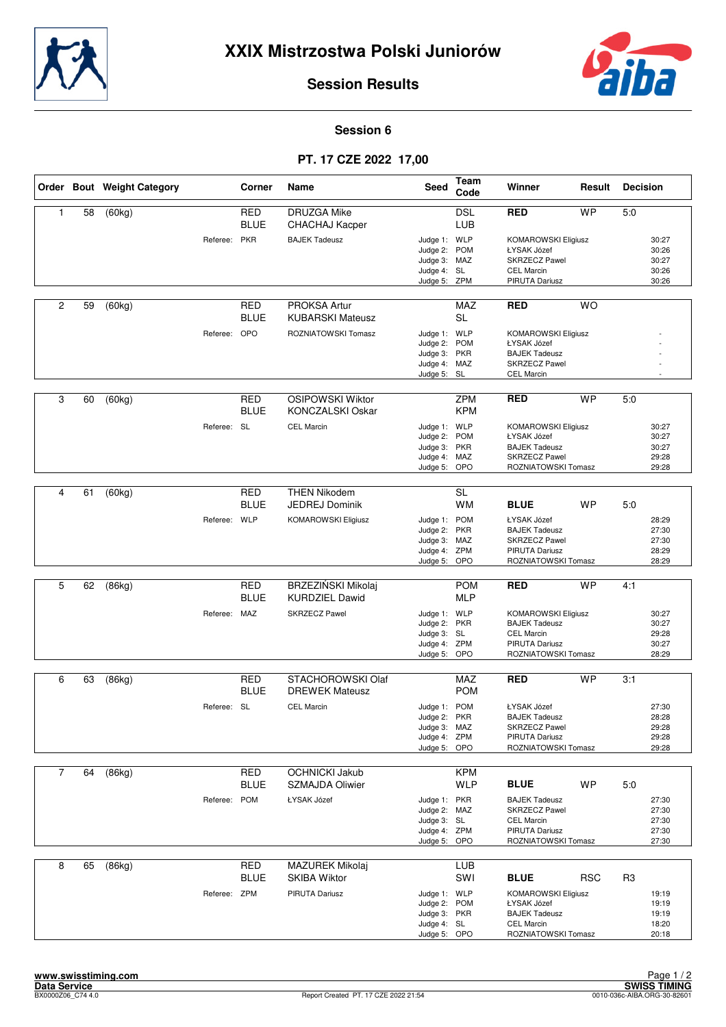# XXIX Mistrzostwa Polski Juniorów

## Session Results

### Session 6

### PT. 17 CZE 2022 17,00

| Order | Bout | Weight Category | Corner | Name | Seed | Team Code | Winner | Result | Decision |
|---|---|---|---|---|---|---|---|---|---|
| 1 | 58 | (60kg) | RED | DRUZGA Mike | | DSL | RED | WP | 5:0 |
| | | | BLUE | CHACHAJ Kacper | | LUB | | | |
| | | Referee: | PKR | BAJEK Tadeusz | Judge 1: | WLP | KOMAROWSKI Eligiusz | | 30:27 |
| | | | | | Judge 2: | POM | ŁYSAK Józef | | 30:26 |
| | | | | | Judge 3: | MAZ | SKRZECZ Pawel | | 30:27 |
| | | | | | Judge 4: | SL | CEL Marcin | | 30:26 |
| | | | | | Judge 5: | ZPM | PIRUTA Dariusz | | 30:26 |
| 2 | 59 | (60kg) | RED | PROKSA Artur | | MAZ | RED | WO | |
| | | | BLUE | KUBARSKI Mateusz | | SL | | | |
| | | Referee: | OPO | ROZNIATOWSKI Tomasz | Judge 1: | WLP | KOMAROWSKI Eligiusz | | - |
| | | | | | Judge 2: | POM | ŁYSAK Józef | | - |
| | | | | | Judge 3: | PKR | BAJEK Tadeusz | | - |
| | | | | | Judge 4: | MAZ | SKRZECZ Pawel | | - |
| | | | | | Judge 5: | SL | CEL Marcin | | - |
| 3 | 60 | (60kg) | RED | OSIPOWSKI Wiktor | | ZPM | RED | WP | 5:0 |
| | | | BLUE | KONCZALSKI Oskar | | KPM | | | |
| | | Referee: | SL | CEL Marcin | Judge 1: | WLP | KOMAROWSKI Eligiusz | | 30:27 |
| | | | | | Judge 2: | POM | ŁYSAK Józef | | 30:27 |
| | | | | | Judge 3: | PKR | BAJEK Tadeusz | | 30:27 |
| | | | | | Judge 4: | MAZ | SKRZECZ Pawel | | 29:28 |
| | | | | | Judge 5: | OPO | ROZNIATOWSKI Tomasz | | 29:28 |
| 4 | 61 | (60kg) | RED | THEN Nikodem | | SL | | | |
| | | | BLUE | JEDREJ Dominik | | WM | BLUE | WP | 5:0 |
| | | Referee: | WLP | KOMAROWSKI Eligiusz | Judge 1: | POM | ŁYSAK Józef | | 28:29 |
| | | | | | Judge 2: | PKR | BAJEK Tadeusz | | 27:30 |
| | | | | | Judge 3: | MAZ | SKRZECZ Pawel | | 27:30 |
| | | | | | Judge 4: | ZPM | PIRUTA Dariusz | | 28:29 |
| | | | | | Judge 5: | OPO | ROZNIATOWSKI Tomasz | | 28:29 |
| 5 | 62 | (86kg) | RED | BRZEZIŃSKI Mikolaj | | POM | RED | WP | 4:1 |
| | | | BLUE | KURDZIEL Dawid | | MLP | | | |
| | | Referee: | MAZ | SKRZECZ Pawel | Judge 1: | WLP | KOMAROWSKI Eligiusz | | 30:27 |
| | | | | | Judge 2: | PKR | BAJEK Tadeusz | | 30:27 |
| | | | | | Judge 3: | SL | CEL Marcin | | 29:28 |
| | | | | | Judge 4: | ZPM | PIRUTA Dariusz | | 30:27 |
| | | | | | Judge 5: | OPO | ROZNIATOWSKI Tomasz | | 28:29 |
| 6 | 63 | (86kg) | RED | STACHOROWSKI Olaf | | MAZ | RED | WP | 3:1 |
| | | | BLUE | DREWEK Mateusz | | POM | | | |
| | | Referee: | SL | CEL Marcin | Judge 1: | POM | ŁYSAK Józef | | 27:30 |
| | | | | | Judge 2: | PKR | BAJEK Tadeusz | | 28:28 |
| | | | | | Judge 3: | MAZ | SKRZECZ Pawel | | 29:28 |
| | | | | | Judge 4: | ZPM | PIRUTA Dariusz | | 29:28 |
| | | | | | Judge 5: | OPO | ROZNIATOWSKI Tomasz | | 29:28 |
| 7 | 64 | (86kg) | RED | OCHNICKI Jakub | | KPM | | | |
| | | | BLUE | SZMAJDA Oliwier | | WLP | BLUE | WP | 5:0 |
| | | Referee: | POM | ŁYSAK Józef | Judge 1: | PKR | BAJEK Tadeusz | | 27:30 |
| | | | | | Judge 2: | MAZ | SKRZECZ Pawel | | 27:30 |
| | | | | | Judge 3: | SL | CEL Marcin | | 27:30 |
| | | | | | Judge 4: | ZPM | PIRUTA Dariusz | | 27:30 |
| | | | | | Judge 5: | OPO | ROZNIATOWSKI Tomasz | | 27:30 |
| 8 | 65 | (86kg) | RED | MAZUREK Mikolaj | | LUB | | | |
| | | | BLUE | SKIBA Wiktor | | SWI | BLUE | RSC | R3 |
| | | Referee: | ZPM | PIRUTA Dariusz | Judge 1: | WLP | KOMAROWSKI Eligiusz | | 19:19 |
| | | | | | Judge 2: | POM | ŁYSAK Józef | | 19:19 |
| | | | | | Judge 3: | PKR | BAJEK Tadeusz | | 19:19 |
| | | | | | Judge 4: | SL | CEL Marcin | | 18:20 |
| | | | | | Judge 5: | OPO | ROZNIATOWSKI Tomasz | | 20:18 |

www.swisstiming.com
Data Service
BX0000Z06_C74 4.0

Report Created PT. 17 CZE 2022 21:54

SWISS TIMING
0010-036c-AIBA.ORG-30-82601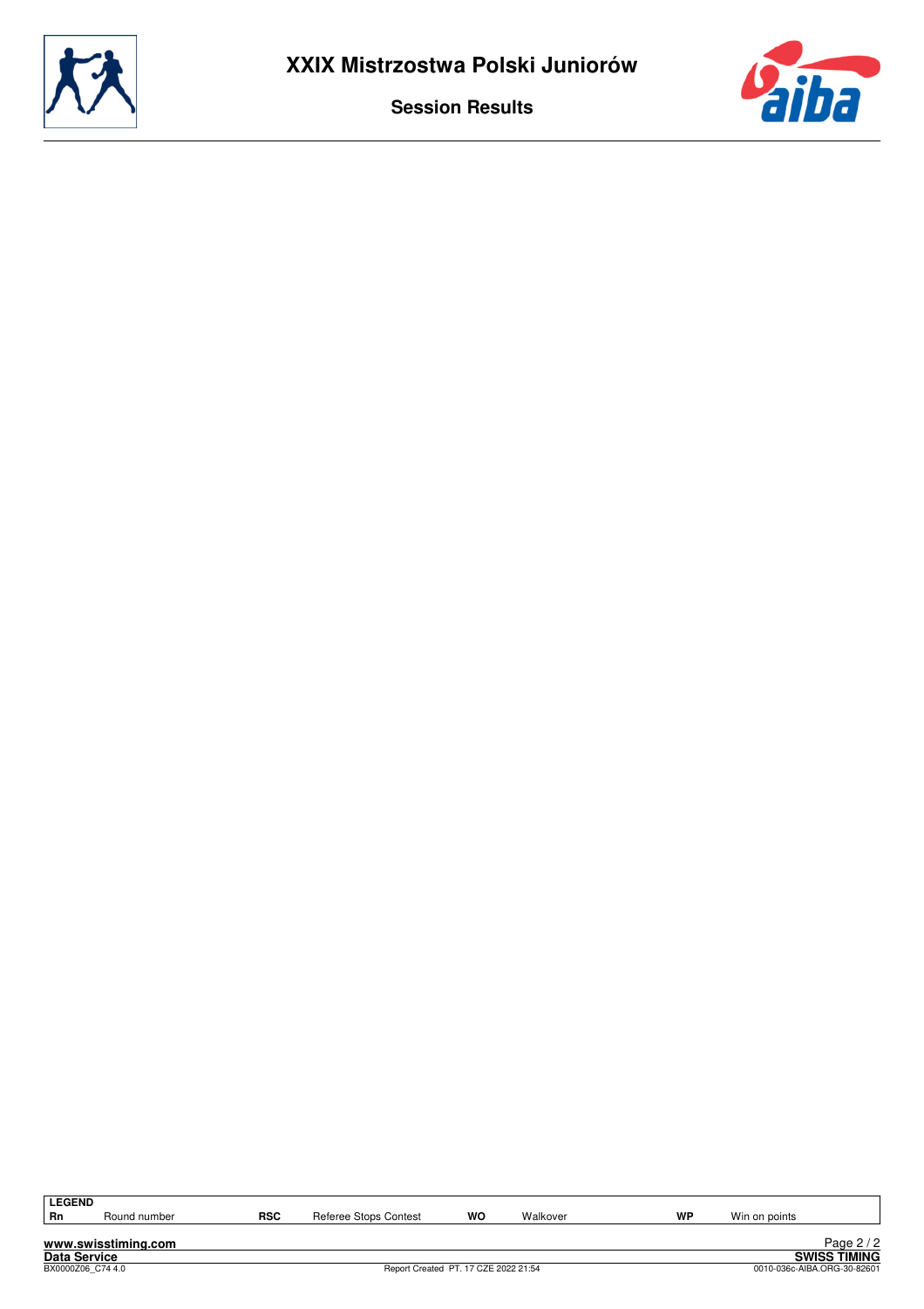# XXIX Mistrzostwa Polski Juniorów

## Session Results

| LEGEND | | | | | | | |
|---|---|---|---|---|---|---|---|
| **Rn** | Round number | **RSC** | Referee Stops Contest | **WO** | Walkover | **WP** | Win on points |

**www.swisstiming.com**
**Data Service**
BX0000Z06_C74 4.0

Report Created PT. 17 CZE 2022 21:54

**SWISS TIMING**
0010-036c-AIBA.ORG-30-82601